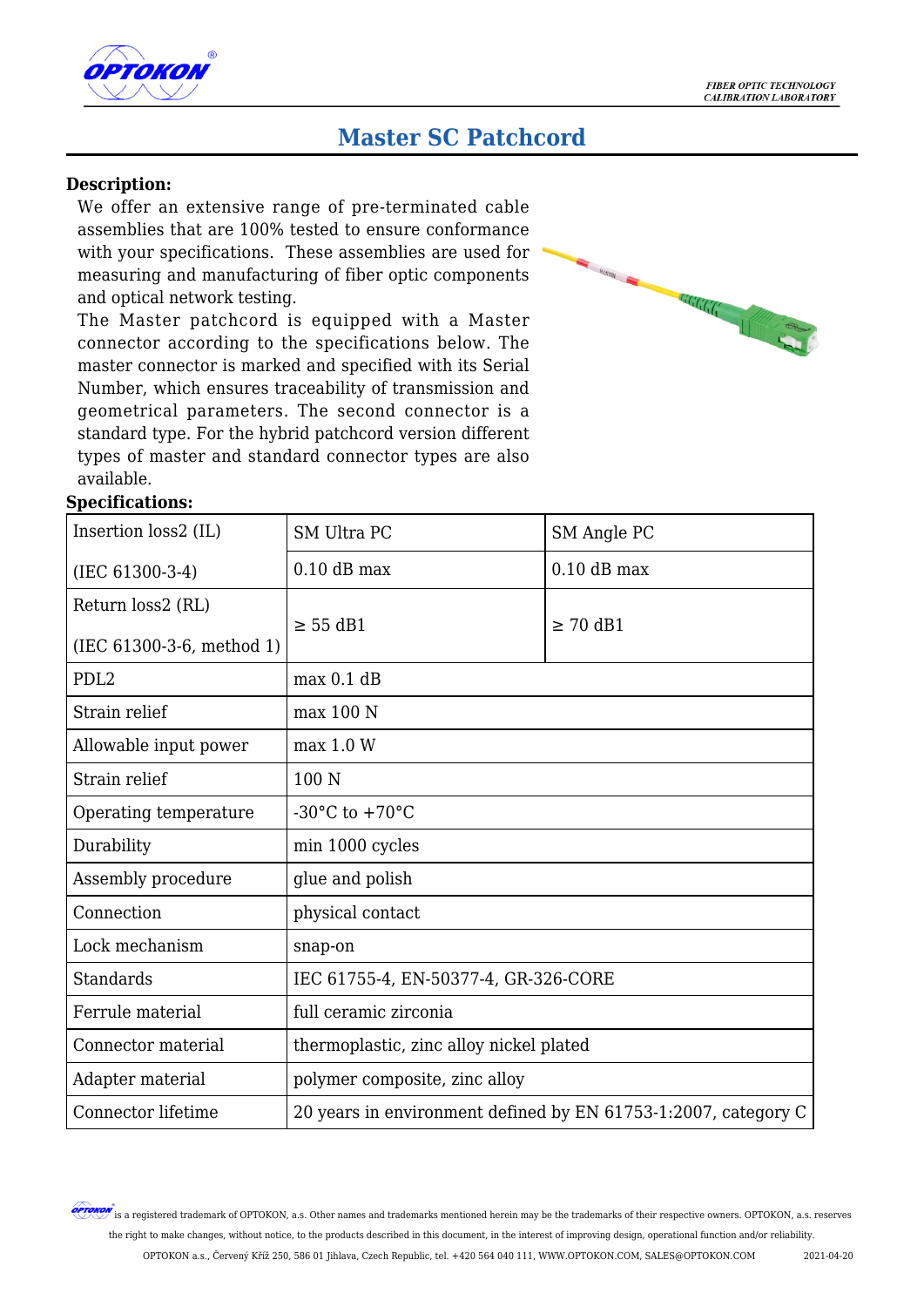# Master SC Patchcord

**Description:**

We offer an extensive range of pre-terminated cable assemblies that are 100% tested to ensure conformance with your specifications. These assemblies are used for measuring and manufacturing of fiber optic components and optical network testing.

The Master patchcord is equipped with a Master connector according to the specifications below. The master connector is marked and specified with its Serial Number, which ensures traceability of transmission and geometrical parameters. The second connector is a standard type. For the hybrid patchcord version different types of master and standard connector types are also available.

**Specifications:**

| Insertion loss2 (IL) (IEC 61300-3-4) | SM Ultra PC | SM Angle PC |
|---|---|---|
| | 0.10 dB max | 0.10 dB max |
| Return loss2 (RL) (IEC 61300-3-6, method 1) | ≥ 55 dB1 | ≥ 70 dB1 |
| PDL2 | max 0.1 dB | |
| Strain relief | max 100 N | |
| Allowable input power | max 1.0 W | |
| Strain relief | 100 N | |
| Operating temperature | -30°C to +70°C | |
| Durability | min 1000 cycles | |
| Assembly procedure | glue and polish | |
| Connection | physical contact | |
| Lock mechanism | snap-on | |
| Standards | IEC 61755-4, EN-50377-4, GR-326-CORE | |
| Ferrule material | full ceramic zirconia | |
| Connector material | thermoplastic, zinc alloy nickel plated | |
| Adapter material | polymer composite, zinc alloy | |
| Connector lifetime | 20 years in environment defined by EN 61753-1:2007, category C | |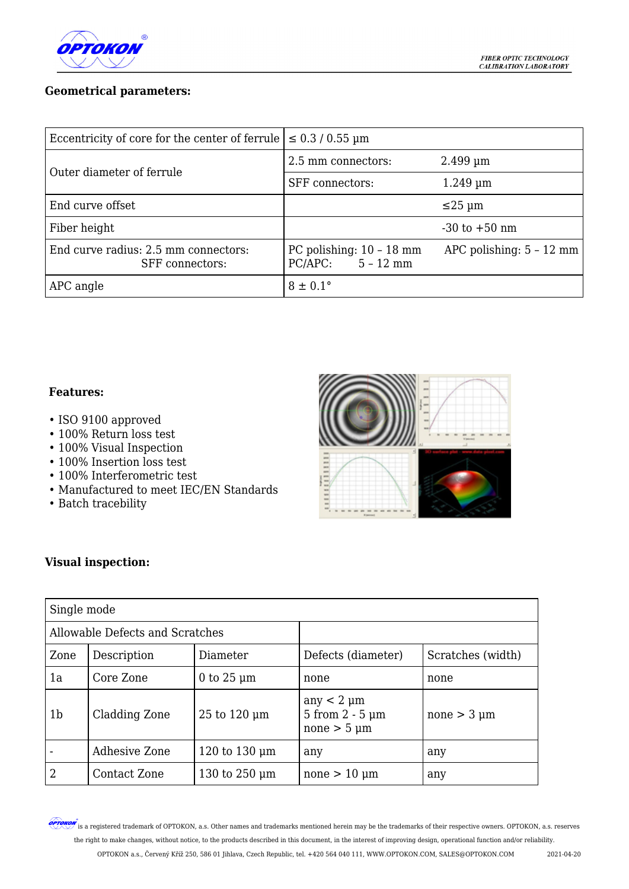### Geometrical parameters:

| | | |
|---|---|---|
| Eccentricity of core for the center of ferrule | ≤ 0.3 / 0.55 µm | |
| Outer diameter of ferrule | 2.5 mm connectors: | 2.499 µm |
| | SFF connectors: | 1.249 µm |
| End curve offset | | ≤25 µm |
| Fiber height | | -30 to +50 nm |
| End curve radius: 2.5 mm connectors:<br>SFF connectors: | PC polishing: 10 – 18 mm<br>PC/APC: 5 – 12 mm | APC polishing: 5 – 12 mm |
| APC angle | 8 ± 0.1° | |

### Features:

- ISO 9100 approved
- 100% Return loss test
- 100% Visual Inspection
- 100% Insertion loss test
- 100% Interferometric test
- Manufactured to meet IEC/EN Standards
- Batch tracebility

### Visual inspection:

| Single mode | | | | |
|---|---|---|---|---|
| Allowable Defects and Scratches | | | | |
| Zone | Description | Diameter | Defects (diameter) | Scratches (width) |
| 1a | Core Zone | 0 to 25 µm | none | none |
| 1b | Cladding Zone | 25 to 120 µm | any < 2 µm<br>5 from 2 - 5 µm<br>none > 5 µm | none > 3 µm |
| - | Adhesive Zone | 120 to 130 µm | any | any |
| 2 | Contact Zone | 130 to 250 µm | none > 10 µm | any |

OPTOKON is a registered trademark of OPTOKON, a.s. Other names and trademarks mentioned herein may be the trademarks of their respective owners. OPTOKON, a.s. reserves the right to make changes, without notice, to the products described in this document, in the interest of improving design, operational function and/or reliability.

OPTOKON a.s., Červený Kříž 250, 586 01 Jihlava, Czech Republic, tel. +420 564 040 111, WWW.OPTOKON.COM, SALES@OPTOKON.COM 2021-04-20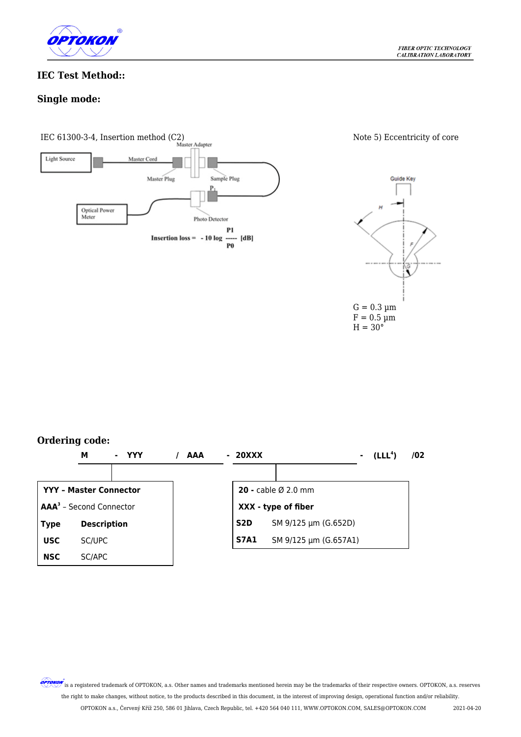## IEC Test Method::

## Single mode:

IEC 61300-3-4, Insertion method (C2)

Master Adapter

Light Source

Master Cord

Master Plug

Sample Plug

$P_1$

Optical Power Meter

Photo Detector

$$\text{Insertion loss} = -10 \log \frac{P1}{P0} \; [\text{dB}]$$

Note 5) Eccentricity of core

Guide Key

H

F

G

G = 0.3 µm
F = 0.5 µm
H = 30°

## Ordering code:

**M - YYY / AAA - 20XXX - (LLL[4]) /02**

| | |
|---|---|
| **YYY – Master Connector** | |
| **AAA**[3] – Second Connector | |
| **Type** | **Description** |
| **USC** | SC/UPC |
| **NSC** | SC/APC |

| | |
|---|---|
| **20 -** cable Ø 2.0 mm | |
| **XXX - type of fiber** | |
| **S2D** | SM 9/125 µm (G.652D) |
| **S7A1** | SM 9/125 µm (G.657A1) |

OPTOKON is a registered trademark of OPTOKON, a.s. Other names and trademarks mentioned herein may be the trademarks of their respective owners. OPTOKON, a.s. reserves the right to make changes, without notice, to the products described in this document, in the interest of improving design, operational function and/or reliability.

OPTOKON a.s., Červený Kříž 250, 586 01 Jihlava, Czech Republic, tel. +420 564 040 111, WWW.OPTOKON.COM, SALES@OPTOKON.COM 2021-04-20